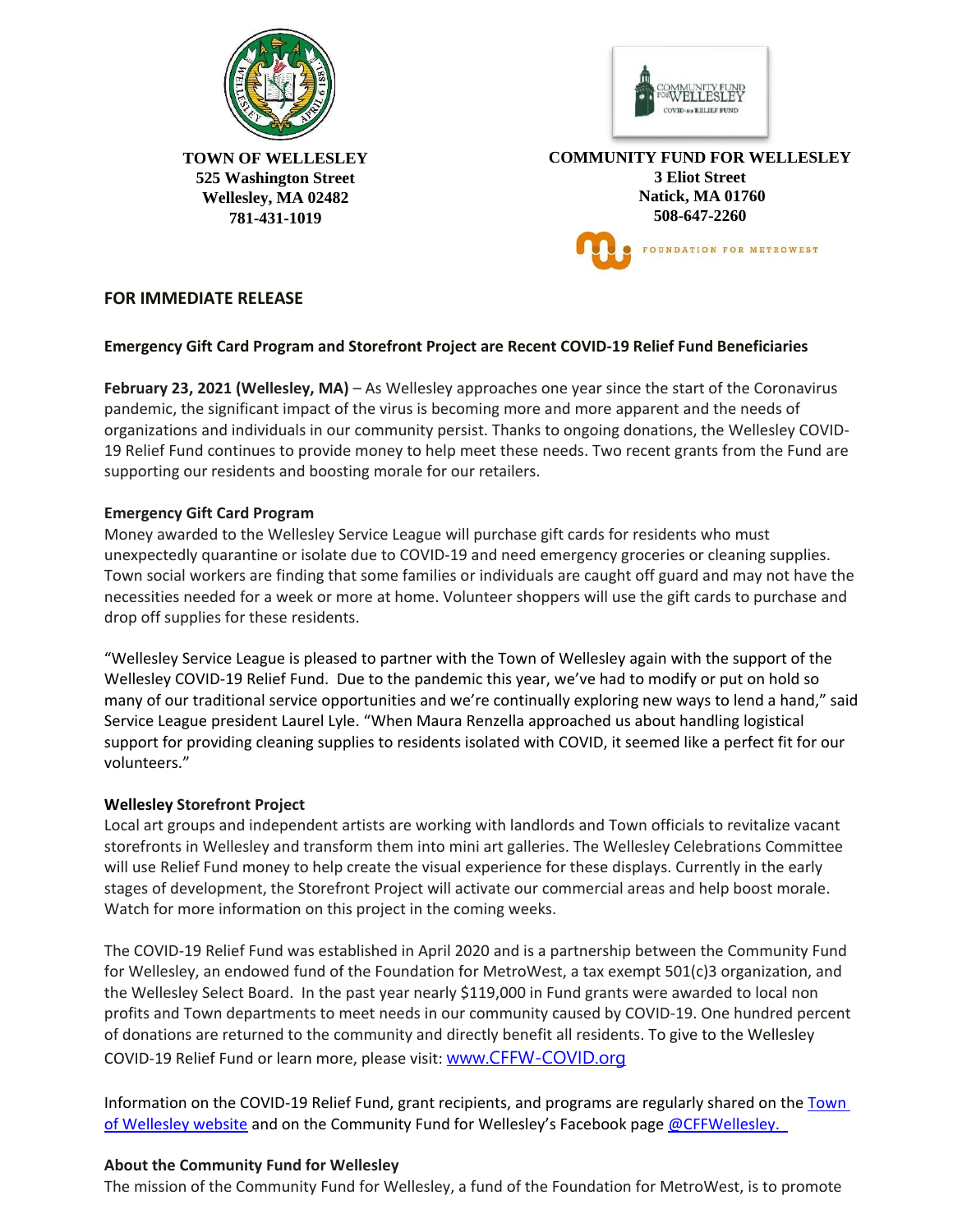**TOWN OF WELLESLEY**
**525 Washington Street**
**Wellesley, MA 02482**
**781-431-1019**

**COMMUNITY FUND FOR WELLESLEY**
**3 Eliot Street**
**Natick, MA 01760**
**508-647-2260**

FOUNDATION FOR METROWEST

## FOR IMMEDIATE RELEASE

### Emergency Gift Card Program and Storefront Project are Recent COVID-19 Relief Fund Beneficiaries

**February 23, 2021 (Wellesley, MA)** – As Wellesley approaches one year since the start of the Coronavirus pandemic, the significant impact of the virus is becoming more and more apparent and the needs of organizations and individuals in our community persist. Thanks to ongoing donations, the Wellesley COVID-19 Relief Fund continues to provide money to help meet these needs. Two recent grants from the Fund are supporting our residents and boosting morale for our retailers.

**Emergency Gift Card Program**

Money awarded to the Wellesley Service League will purchase gift cards for residents who must unexpectedly quarantine or isolate due to COVID-19 and need emergency groceries or cleaning supplies. Town social workers are finding that some families or individuals are caught off guard and may not have the necessities needed for a week or more at home. Volunteer shoppers will use the gift cards to purchase and drop off supplies for these residents.

"Wellesley Service League is pleased to partner with the Town of Wellesley again with the support of the Wellesley COVID-19 Relief Fund. Due to the pandemic this year, we've had to modify or put on hold so many of our traditional service opportunities and we're continually exploring new ways to lend a hand," said Service League president Laurel Lyle. "When Maura Renzella approached us about handling logistical support for providing cleaning supplies to residents isolated with COVID, it seemed like a perfect fit for our volunteers."

**Wellesley Storefront Project**

Local art groups and independent artists are working with landlords and Town officials to revitalize vacant storefronts in Wellesley and transform them into mini art galleries. The Wellesley Celebrations Committee will use Relief Fund money to help create the visual experience for these displays. Currently in the early stages of development, the Storefront Project will activate our commercial areas and help boost morale. Watch for more information on this project in the coming weeks.

The COVID-19 Relief Fund was established in April 2020 and is a partnership between the Community Fund for Wellesley, an endowed fund of the Foundation for MetroWest, a tax exempt 501(c)3 organization, and the Wellesley Select Board. In the past year nearly $119,000 in Fund grants were awarded to local non profits and Town departments to meet needs in our community caused by COVID-19. One hundred percent of donations are returned to the community and directly benefit all residents. To give to the Wellesley COVID-19 Relief Fund or learn more, please visit: www.CFFW-COVID.org

Information on the COVID-19 Relief Fund, grant recipients, and programs are regularly shared on the Town of Wellesley website and on the Community Fund for Wellesley's Facebook page @CFFWellesley.

**About the Community Fund for Wellesley**

The mission of the Community Fund for Wellesley, a fund of the Foundation for MetroWest, is to promote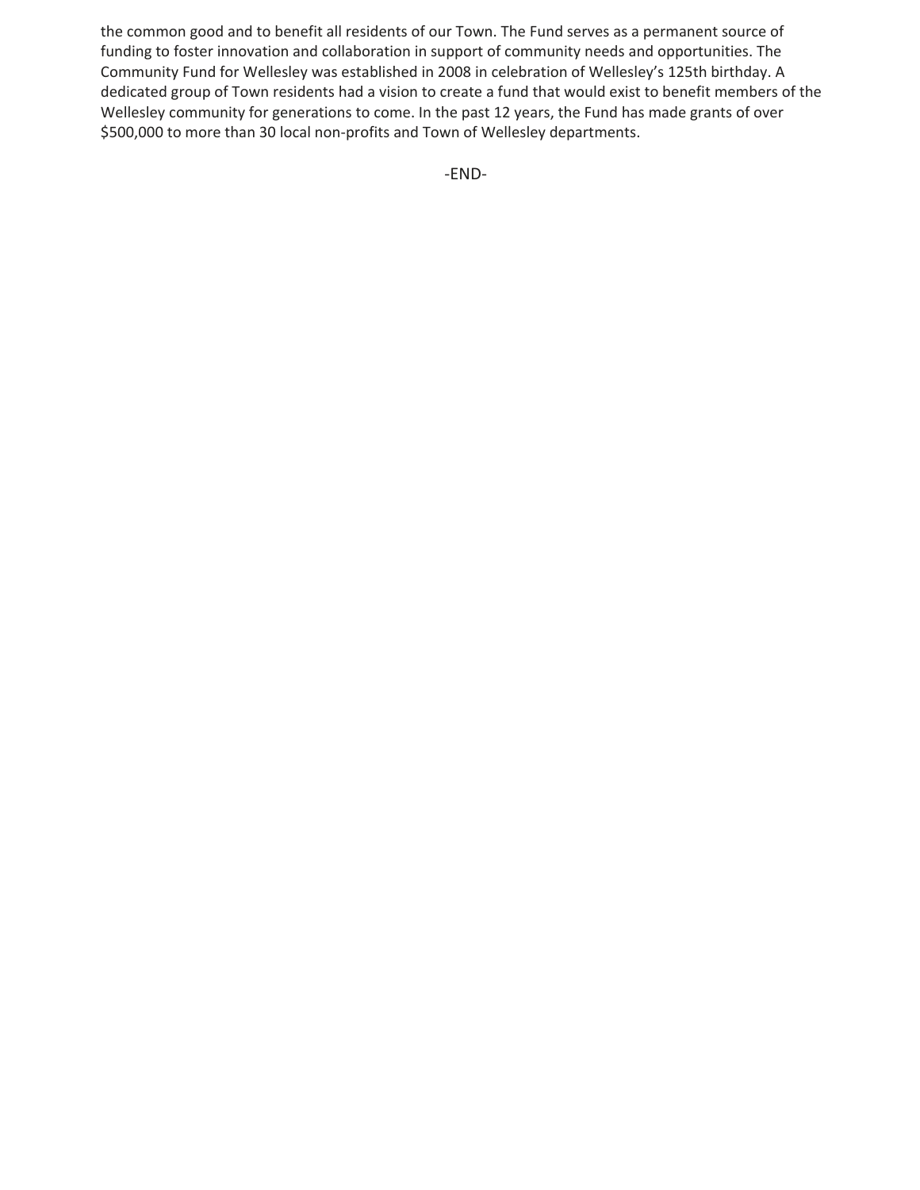the common good and to benefit all residents of our Town. The Fund serves as a permanent source of funding to foster innovation and collaboration in support of community needs and opportunities. The Community Fund for Wellesley was established in 2008 in celebration of Wellesley's 125th birthday. A dedicated group of Town residents had a vision to create a fund that would exist to benefit members of the Wellesley community for generations to come. In the past 12 years, the Fund has made grants of over $500,000 to more than 30 local non-profits and Town of Wellesley departments.

-END-